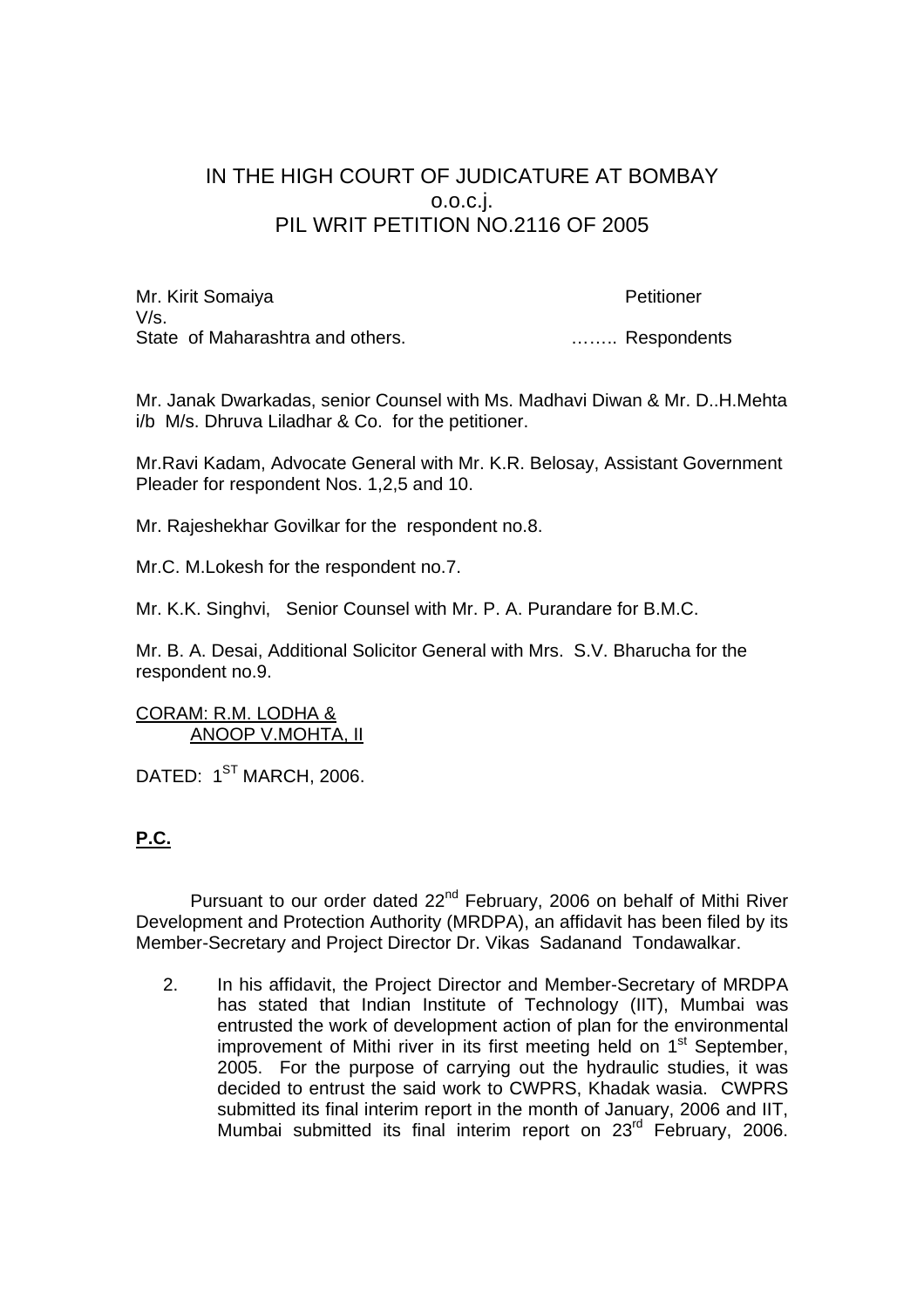IN THE HIGH COURT OF JUDICATURE AT BOMBAY
o.o.c.j.
PIL WRIT PETITION NO.2116 OF 2005

Mr. Kirit Somaiya Petitioner
V/s.
State of Maharashtra and others. …….. Respondents

Mr. Janak Dwarkadas, senior Counsel with Ms. Madhavi Diwan & Mr. D..H.Mehta i/b M/s. Dhruva Liladhar & Co. for the petitioner.

Mr.Ravi Kadam, Advocate General with Mr. K.R. Belosay, Assistant Government Pleader for respondent Nos. 1,2,5 and 10.

Mr. Rajeshekhar Govilkar for the respondent no.8.

Mr.C. M.Lokesh for the respondent no.7.

Mr. K.K. Singhvi, Senior Counsel with Mr. P. A. Purandare for B.M.C.

Mr. B. A. Desai, Additional Solicitor General with Mrs. S.V. Bharucha for the respondent no.9.

CORAM: R.M. LODHA &
ANOOP V.MOHTA, II

DATED: 1ST MARCH, 2006.

**P.C.**

Pursuant to our order dated 22nd February, 2006 on behalf of Mithi River Development and Protection Authority (MRDPA), an affidavit has been filed by its Member-Secretary and Project Director Dr. Vikas Sadanand Tondawalkar.

2. In his affidavit, the Project Director and Member-Secretary of MRDPA has stated that Indian Institute of Technology (IIT), Mumbai was entrusted the work of development action of plan for the environmental improvement of Mithi river in its first meeting held on 1st September, 2005. For the purpose of carrying out the hydraulic studies, it was decided to entrust the said work to CWPRS, Khadak wasia. CWPRS submitted its final interim report in the month of January, 2006 and IIT, Mumbai submitted its final interim report on 23rd February, 2006.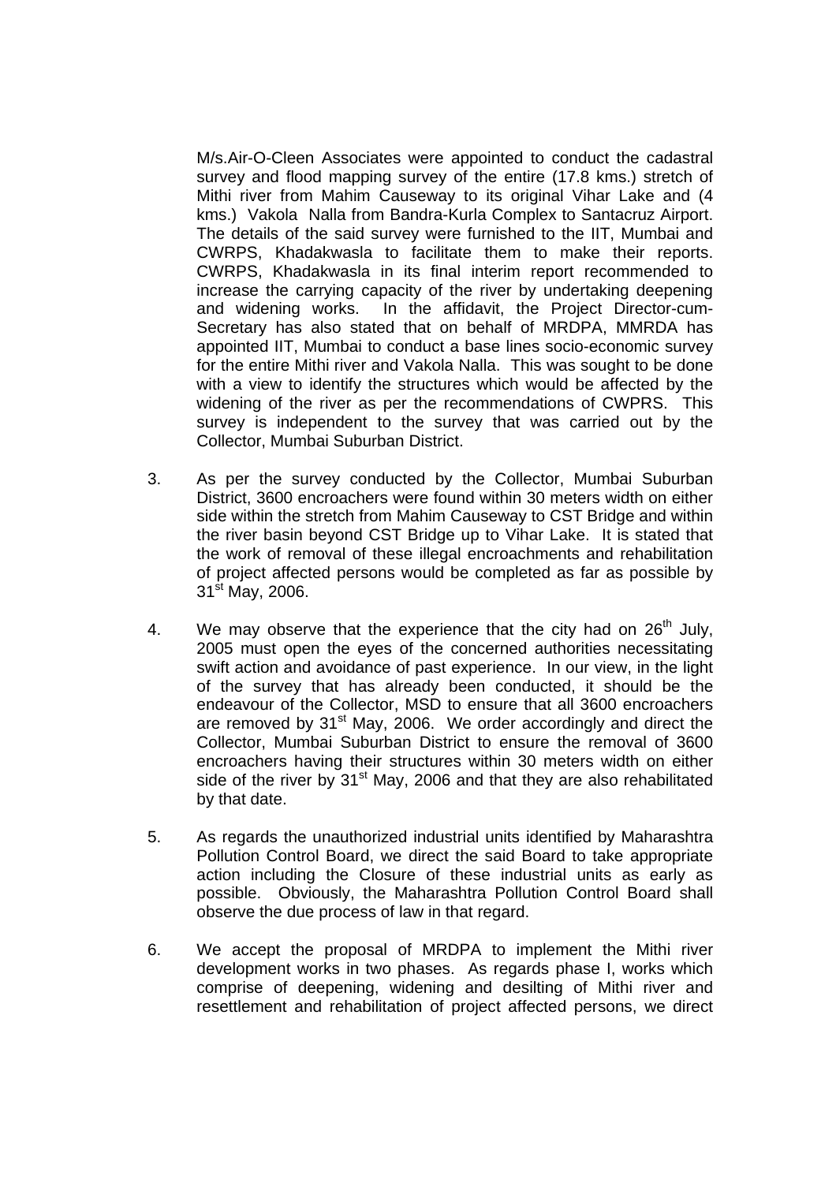M/s.Air-O-Cleen Associates were appointed to conduct the cadastral survey and flood mapping survey of the entire (17.8 kms.) stretch of Mithi river from Mahim Causeway to its original Vihar Lake and (4 kms.) Vakola Nalla from Bandra-Kurla Complex to Santacruz Airport. The details of the said survey were furnished to the IIT, Mumbai and CWRPS, Khadakwasla to facilitate them to make their reports. CWRPS, Khadakwasla in its final interim report recommended to increase the carrying capacity of the river by undertaking deepening and widening works. In the affidavit, the Project Director-cum-Secretary has also stated that on behalf of MRDPA, MMRDA has appointed IIT, Mumbai to conduct a base lines socio-economic survey for the entire Mithi river and Vakola Nalla. This was sought to be done with a view to identify the structures which would be affected by the widening of the river as per the recommendations of CWPRS. This survey is independent to the survey that was carried out by the Collector, Mumbai Suburban District.

3. As per the survey conducted by the Collector, Mumbai Suburban District, 3600 encroachers were found within 30 meters width on either side within the stretch from Mahim Causeway to CST Bridge and within the river basin beyond CST Bridge up to Vihar Lake. It is stated that the work of removal of these illegal encroachments and rehabilitation of project affected persons would be completed as far as possible by 31st May, 2006.

4. We may observe that the experience that the city had on 26th July, 2005 must open the eyes of the concerned authorities necessitating swift action and avoidance of past experience. In our view, in the light of the survey that has already been conducted, it should be the endeavour of the Collector, MSD to ensure that all 3600 encroachers are removed by 31st May, 2006. We order accordingly and direct the Collector, Mumbai Suburban District to ensure the removal of 3600 encroachers having their structures within 30 meters width on either side of the river by 31st May, 2006 and that they are also rehabilitated by that date.

5. As regards the unauthorized industrial units identified by Maharashtra Pollution Control Board, we direct the said Board to take appropriate action including the Closure of these industrial units as early as possible. Obviously, the Maharashtra Pollution Control Board shall observe the due process of law in that regard.

6. We accept the proposal of MRDPA to implement the Mithi river development works in two phases. As regards phase I, works which comprise of deepening, widening and desilting of Mithi river and resettlement and rehabilitation of project affected persons, we direct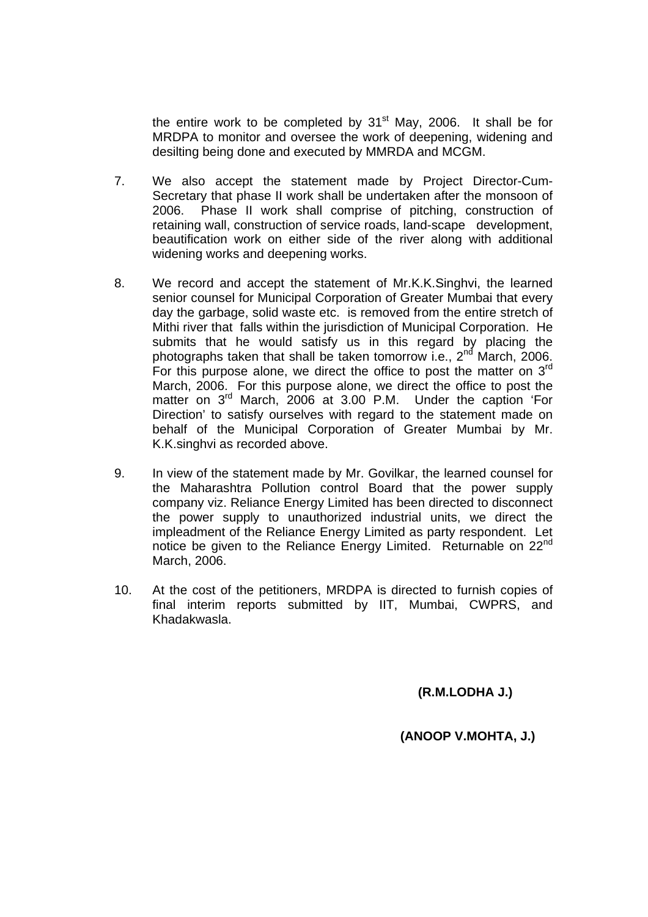the entire work to be completed by 31st May, 2006. It shall be for MRDPA to monitor and oversee the work of deepening, widening and desilting being done and executed by MMRDA and MCGM.

7. We also accept the statement made by Project Director-Cum-Secretary that phase II work shall be undertaken after the monsoon of 2006. Phase II work shall comprise of pitching, construction of retaining wall, construction of service roads, land-scape development, beautification work on either side of the river along with additional widening works and deepening works.

8. We record and accept the statement of Mr.K.K.Singhvi, the learned senior counsel for Municipal Corporation of Greater Mumbai that every day the garbage, solid waste etc. is removed from the entire stretch of Mithi river that falls within the jurisdiction of Municipal Corporation. He submits that he would satisfy us in this regard by placing the photographs taken that shall be taken tomorrow i.e., 2nd March, 2006. For this purpose alone, we direct the office to post the matter on 3rd March, 2006. For this purpose alone, we direct the office to post the matter on 3rd March, 2006 at 3.00 P.M. Under the caption 'For Direction' to satisfy ourselves with regard to the statement made on behalf of the Municipal Corporation of Greater Mumbai by Mr. K.K.singhvi as recorded above.

9. In view of the statement made by Mr. Govilkar, the learned counsel for the Maharashtra Pollution control Board that the power supply company viz. Reliance Energy Limited has been directed to disconnect the power supply to unauthorized industrial units, we direct the impleadment of the Reliance Energy Limited as party respondent. Let notice be given to the Reliance Energy Limited. Returnable on 22nd March, 2006.

10. At the cost of the petitioners, MRDPA is directed to furnish copies of final interim reports submitted by IIT, Mumbai, CWPRS, and Khadakwasla.

**(R.M.LODHA J.)**

**(ANOOP V.MOHTA, J.)**